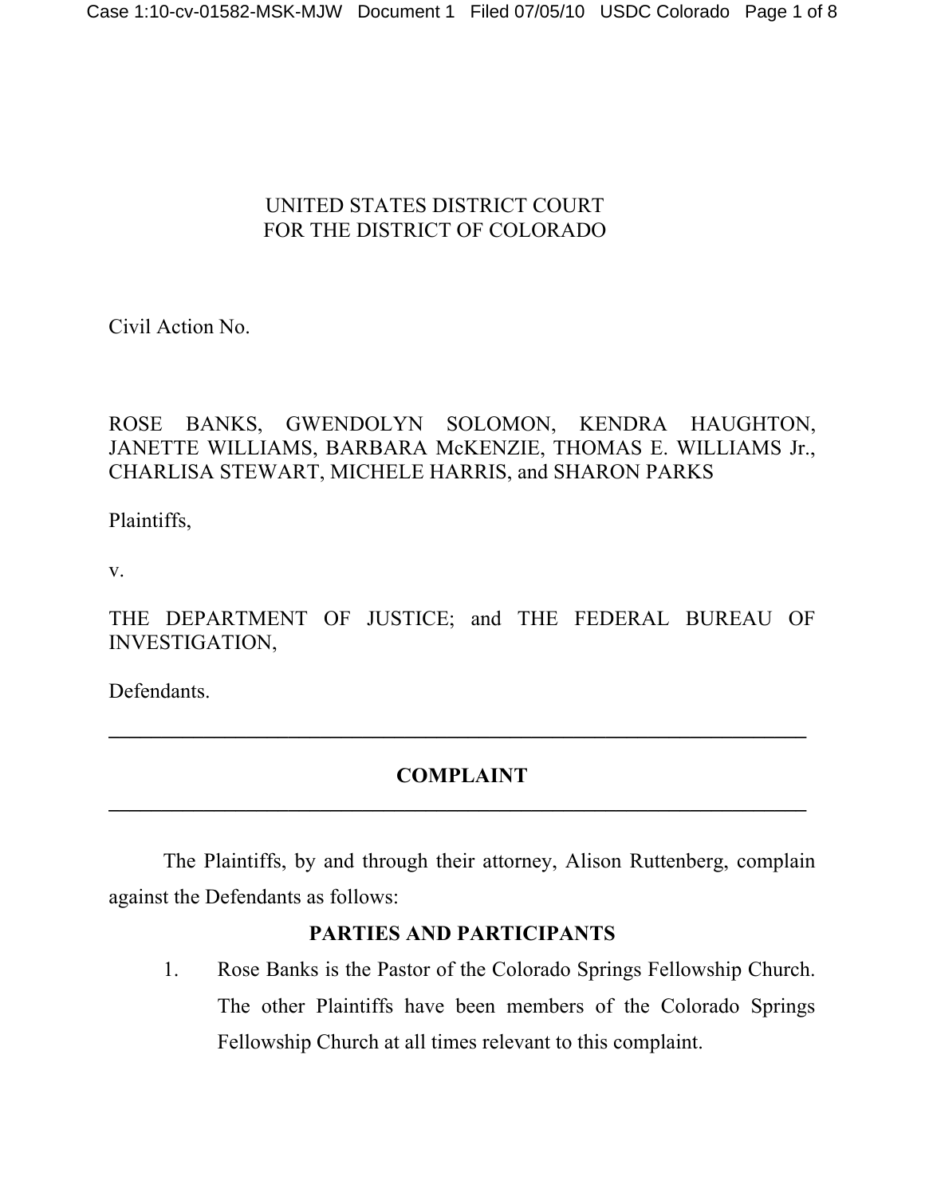UNITED STATES DISTRICT COURT
FOR THE DISTRICT OF COLORADO

Civil Action No.

ROSE BANKS, GWENDOLYN SOLOMON, KENDRA HAUGHTON, JANETTE WILLIAMS, BARBARA McKENZIE, THOMAS E. WILLIAMS Jr., CHARLISA STEWART, MICHELE HARRIS, and SHARON PARKS

Plaintiffs,

v.

THE DEPARTMENT OF JUSTICE; and THE FEDERAL BUREAU OF INVESTIGATION,

Defendants.

---

## COMPLAINT

---

The Plaintiffs, by and through their attorney, Alison Ruttenberg, complain against the Defendants as follows:

### PARTIES AND PARTICIPANTS

1. Rose Banks is the Pastor of the Colorado Springs Fellowship Church. The other Plaintiffs have been members of the Colorado Springs Fellowship Church at all times relevant to this complaint.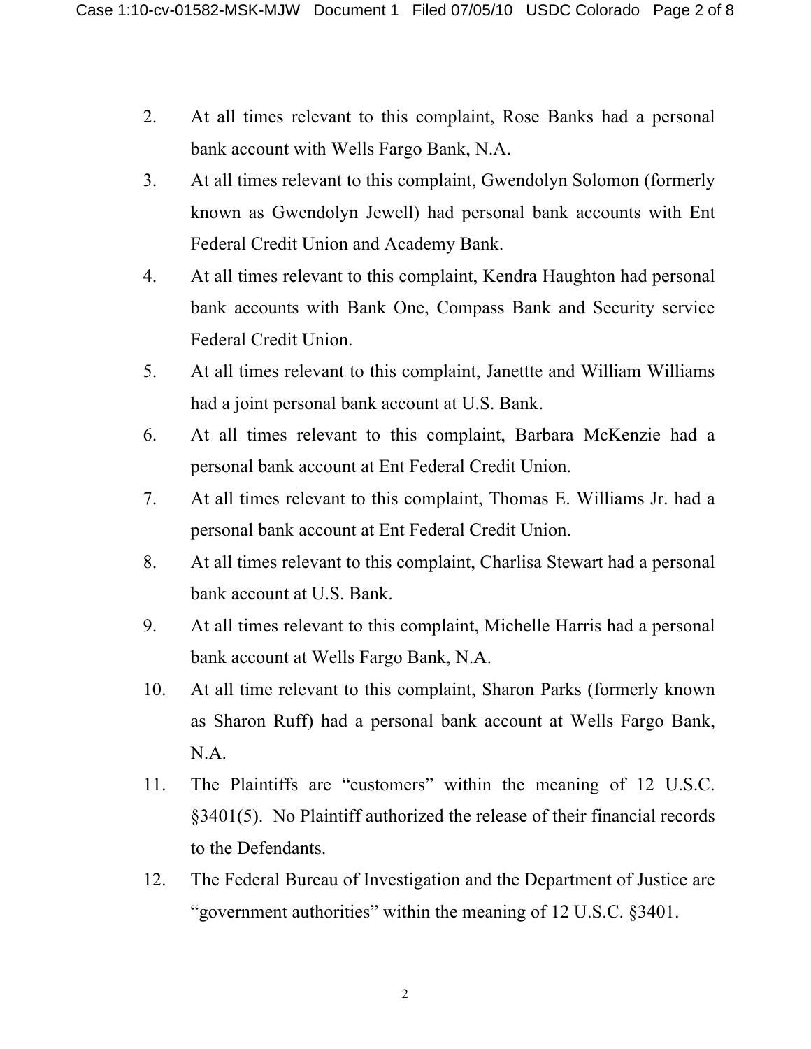2. At all times relevant to this complaint, Rose Banks had a personal bank account with Wells Fargo Bank, N.A.

3. At all times relevant to this complaint, Gwendolyn Solomon (formerly known as Gwendolyn Jewell) had personal bank accounts with Ent Federal Credit Union and Academy Bank.

4. At all times relevant to this complaint, Kendra Haughton had personal bank accounts with Bank One, Compass Bank and Security service Federal Credit Union.

5. At all times relevant to this complaint, Janettte and William Williams had a joint personal bank account at U.S. Bank.

6. At all times relevant to this complaint, Barbara McKenzie had a personal bank account at Ent Federal Credit Union.

7. At all times relevant to this complaint, Thomas E. Williams Jr. had a personal bank account at Ent Federal Credit Union.

8. At all times relevant to this complaint, Charlisa Stewart had a personal bank account at U.S. Bank.

9. At all times relevant to this complaint, Michelle Harris had a personal bank account at Wells Fargo Bank, N.A.

10. At all time relevant to this complaint, Sharon Parks (formerly known as Sharon Ruff) had a personal bank account at Wells Fargo Bank, N.A.

11. The Plaintiffs are "customers" within the meaning of 12 U.S.C. §3401(5). No Plaintiff authorized the release of their financial records to the Defendants.

12. The Federal Bureau of Investigation and the Department of Justice are "government authorities" within the meaning of 12 U.S.C. §3401.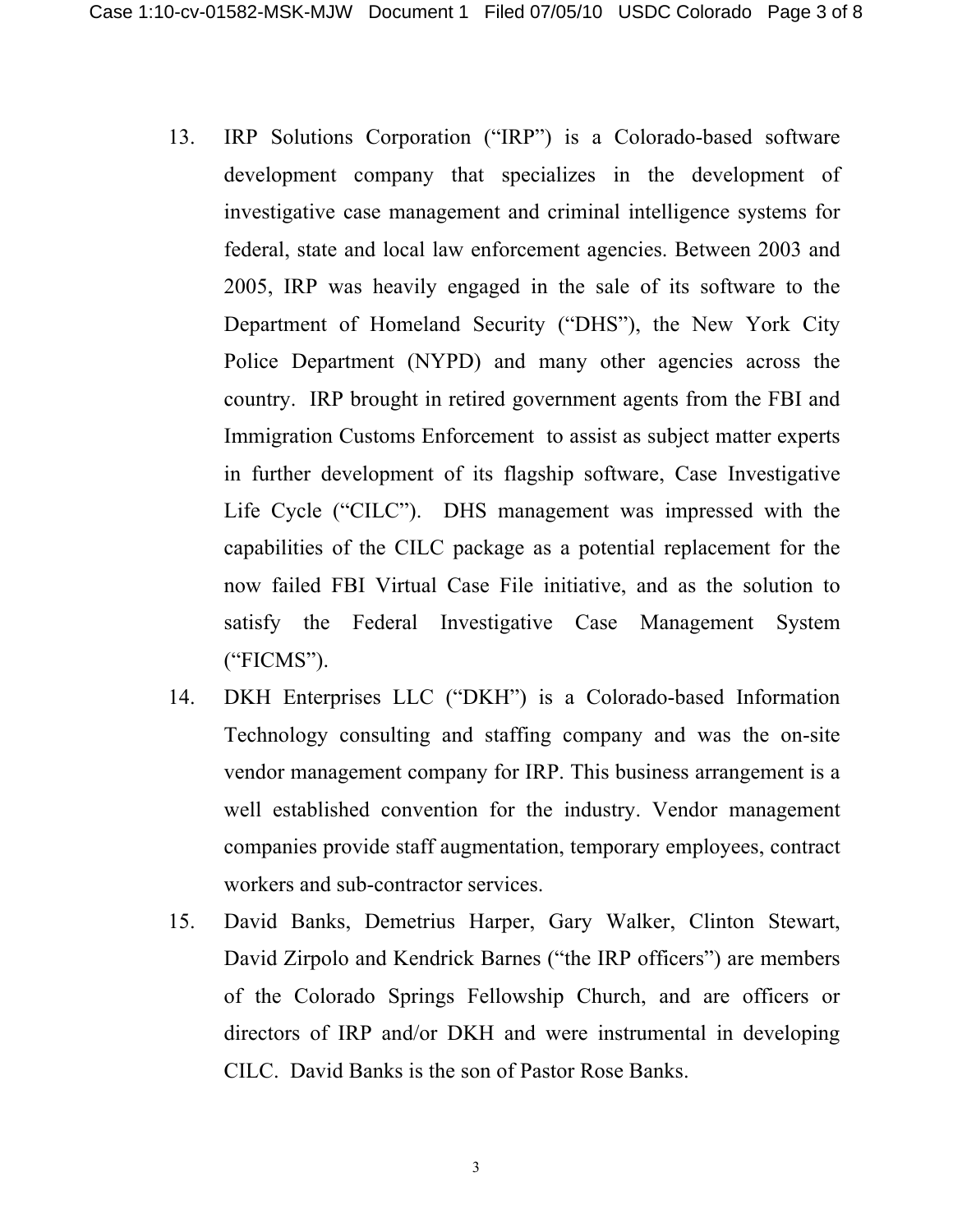13. IRP Solutions Corporation ("IRP") is a Colorado-based software development company that specializes in the development of investigative case management and criminal intelligence systems for federal, state and local law enforcement agencies. Between 2003 and 2005, IRP was heavily engaged in the sale of its software to the Department of Homeland Security ("DHS"), the New York City Police Department (NYPD) and many other agencies across the country. IRP brought in retired government agents from the FBI and Immigration Customs Enforcement to assist as subject matter experts in further development of its flagship software, Case Investigative Life Cycle ("CILC"). DHS management was impressed with the capabilities of the CILC package as a potential replacement for the now failed FBI Virtual Case File initiative, and as the solution to satisfy the Federal Investigative Case Management System ("FICMS").

14. DKH Enterprises LLC ("DKH") is a Colorado-based Information Technology consulting and staffing company and was the on-site vendor management company for IRP. This business arrangement is a well established convention for the industry. Vendor management companies provide staff augmentation, temporary employees, contract workers and sub-contractor services.

15. David Banks, Demetrius Harper, Gary Walker, Clinton Stewart, David Zirpolo and Kendrick Barnes ("the IRP officers") are members of the Colorado Springs Fellowship Church, and are officers or directors of IRP and/or DKH and were instrumental in developing CILC. David Banks is the son of Pastor Rose Banks.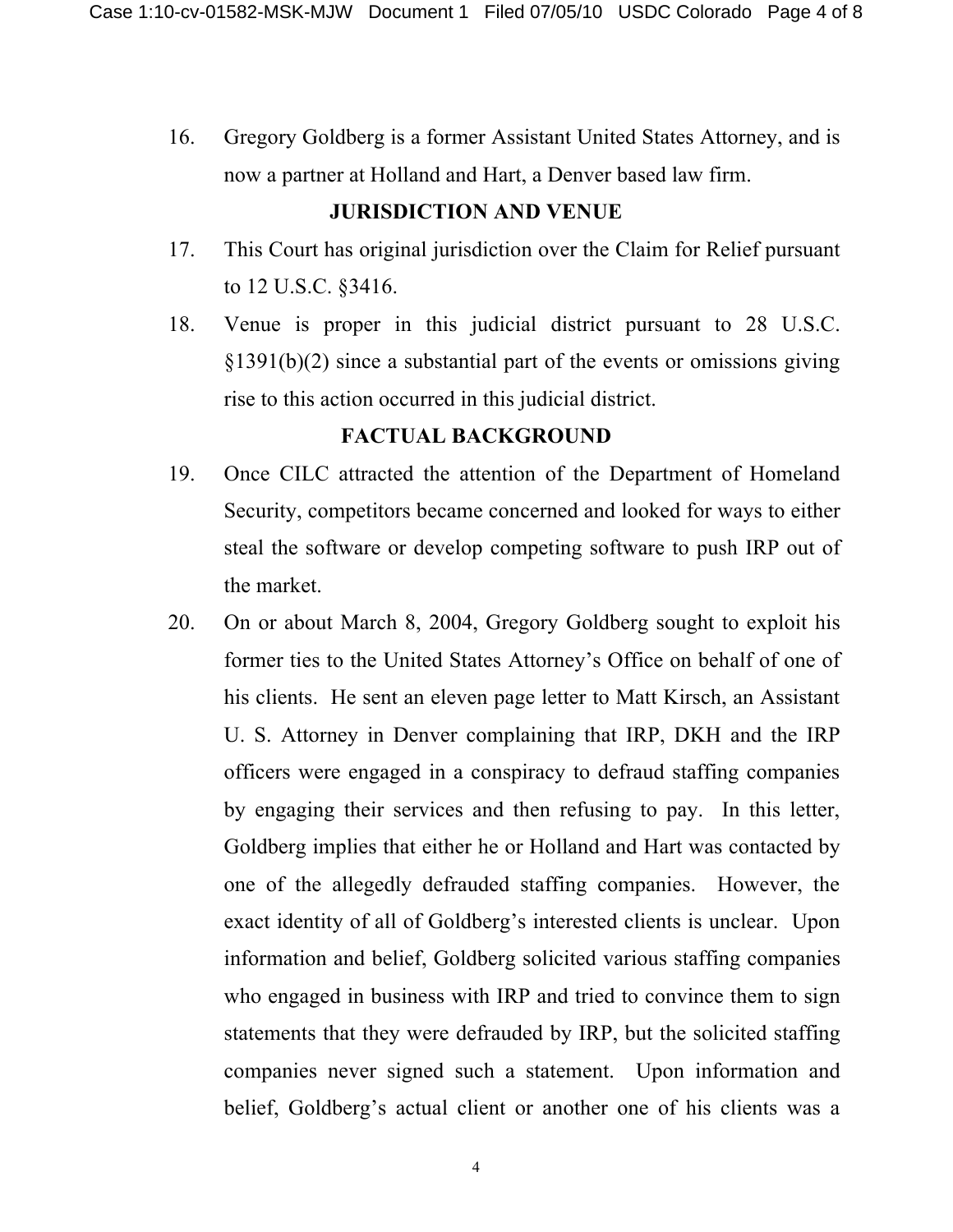16. Gregory Goldberg is a former Assistant United States Attorney, and is now a partner at Holland and Hart, a Denver based law firm.

## JURISDICTION AND VENUE

17. This Court has original jurisdiction over the Claim for Relief pursuant to 12 U.S.C. §3416.

18. Venue is proper in this judicial district pursuant to 28 U.S.C. §1391(b)(2) since a substantial part of the events or omissions giving rise to this action occurred in this judicial district.

## FACTUAL BACKGROUND

19. Once CILC attracted the attention of the Department of Homeland Security, competitors became concerned and looked for ways to either steal the software or develop competing software to push IRP out of the market.

20. On or about March 8, 2004, Gregory Goldberg sought to exploit his former ties to the United States Attorney's Office on behalf of one of his clients. He sent an eleven page letter to Matt Kirsch, an Assistant U. S. Attorney in Denver complaining that IRP, DKH and the IRP officers were engaged in a conspiracy to defraud staffing companies by engaging their services and then refusing to pay. In this letter, Goldberg implies that either he or Holland and Hart was contacted by one of the allegedly defrauded staffing companies. However, the exact identity of all of Goldberg's interested clients is unclear. Upon information and belief, Goldberg solicited various staffing companies who engaged in business with IRP and tried to convince them to sign statements that they were defrauded by IRP, but the solicited staffing companies never signed such a statement. Upon information and belief, Goldberg's actual client or another one of his clients was a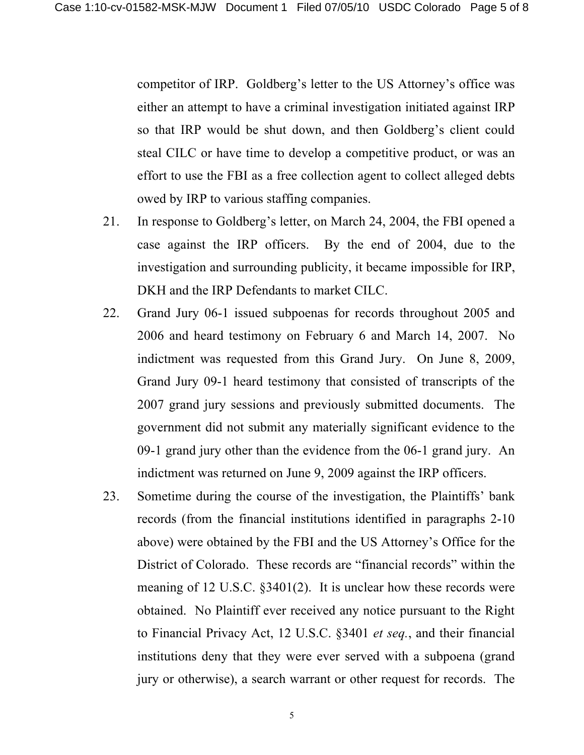competitor of IRP. Goldberg's letter to the US Attorney's office was either an attempt to have a criminal investigation initiated against IRP so that IRP would be shut down, and then Goldberg's client could steal CILC or have time to develop a competitive product, or was an effort to use the FBI as a free collection agent to collect alleged debts owed by IRP to various staffing companies.

21. In response to Goldberg's letter, on March 24, 2004, the FBI opened a case against the IRP officers. By the end of 2004, due to the investigation and surrounding publicity, it became impossible for IRP, DKH and the IRP Defendants to market CILC.

22. Grand Jury 06-1 issued subpoenas for records throughout 2005 and 2006 and heard testimony on February 6 and March 14, 2007. No indictment was requested from this Grand Jury. On June 8, 2009, Grand Jury 09-1 heard testimony that consisted of transcripts of the 2007 grand jury sessions and previously submitted documents. The government did not submit any materially significant evidence to the 09-1 grand jury other than the evidence from the 06-1 grand jury. An indictment was returned on June 9, 2009 against the IRP officers.

23. Sometime during the course of the investigation, the Plaintiffs' bank records (from the financial institutions identified in paragraphs 2-10 above) were obtained by the FBI and the US Attorney's Office for the District of Colorado. These records are "financial records" within the meaning of 12 U.S.C. §3401(2). It is unclear how these records were obtained. No Plaintiff ever received any notice pursuant to the Right to Financial Privacy Act, 12 U.S.C. §3401 *et seq.*, and their financial institutions deny that they were ever served with a subpoena (grand jury or otherwise), a search warrant or other request for records. The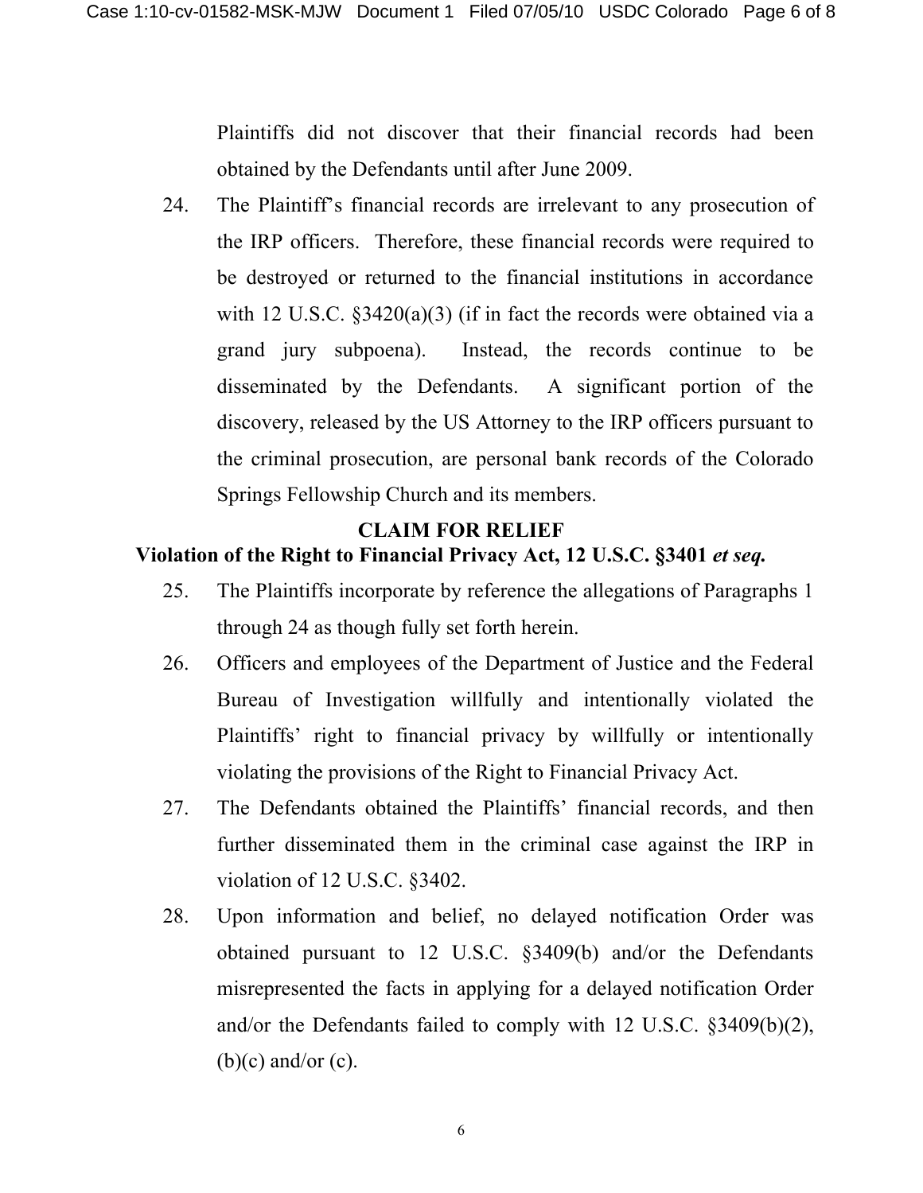Plaintiffs did not discover that their financial records had been obtained by the Defendants until after June 2009.

24. The Plaintiff's financial records are irrelevant to any prosecution of the IRP officers. Therefore, these financial records were required to be destroyed or returned to the financial institutions in accordance with 12 U.S.C. §3420(a)(3) (if in fact the records were obtained via a grand jury subpoena). Instead, the records continue to be disseminated by the Defendants. A significant portion of the discovery, released by the US Attorney to the IRP officers pursuant to the criminal prosecution, are personal bank records of the Colorado Springs Fellowship Church and its members.

## CLAIM FOR RELIEF

### Violation of the Right to Financial Privacy Act, 12 U.S.C. §3401 *et seq.*

25. The Plaintiffs incorporate by reference the allegations of Paragraphs 1 through 24 as though fully set forth herein.

26. Officers and employees of the Department of Justice and the Federal Bureau of Investigation willfully and intentionally violated the Plaintiffs' right to financial privacy by willfully or intentionally violating the provisions of the Right to Financial Privacy Act.

27. The Defendants obtained the Plaintiffs' financial records, and then further disseminated them in the criminal case against the IRP in violation of 12 U.S.C. §3402.

28. Upon information and belief, no delayed notification Order was obtained pursuant to 12 U.S.C. §3409(b) and/or the Defendants misrepresented the facts in applying for a delayed notification Order and/or the Defendants failed to comply with 12 U.S.C. §3409(b)(2), (b)(c) and/or (c).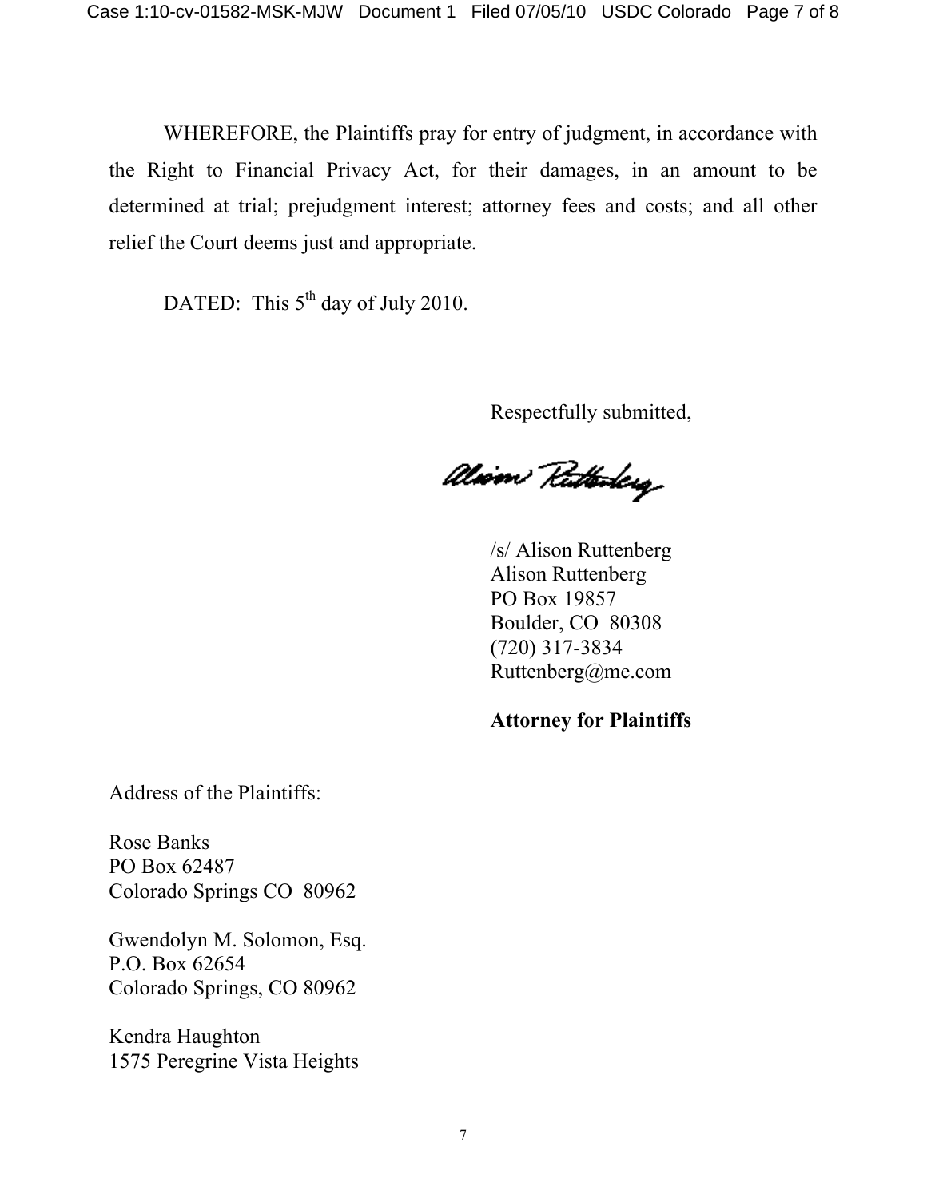WHEREFORE, the Plaintiffs pray for entry of judgment, in accordance with the Right to Financial Privacy Act, for their damages, in an amount to be determined at trial; prejudgment interest; attorney fees and costs; and all other relief the Court deems just and appropriate.

DATED: This 5th day of July 2010.

Respectfully submitted,

/s/ Alison Ruttenberg
Alison Ruttenberg
PO Box 19857
Boulder, CO 80308
(720) 317-3834
Ruttenberg@me.com

**Attorney for Plaintiffs**

Address of the Plaintiffs:

Rose Banks
PO Box 62487
Colorado Springs CO 80962

Gwendolyn M. Solomon, Esq.
P.O. Box 62654
Colorado Springs, CO 80962

Kendra Haughton
1575 Peregrine Vista Heights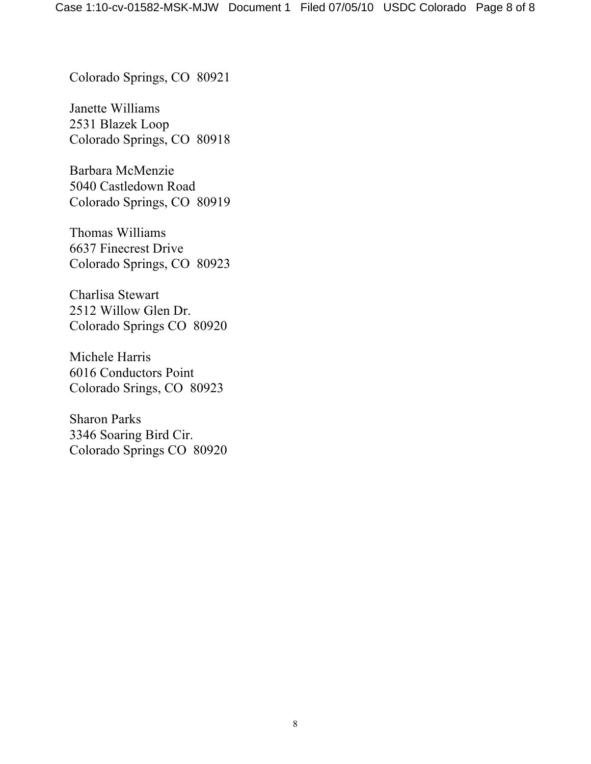Colorado Springs, CO 80921

Janette Williams
2531 Blazek Loop
Colorado Springs, CO 80918

Barbara McMenzie
5040 Castledown Road
Colorado Springs, CO 80919

Thomas Williams
6637 Finecrest Drive
Colorado Springs, CO 80923

Charlisa Stewart
2512 Willow Glen Dr.
Colorado Springs CO 80920

Michele Harris
6016 Conductors Point
Colorado Srings, CO 80923

Sharon Parks
3346 Soaring Bird Cir.
Colorado Springs CO 80920